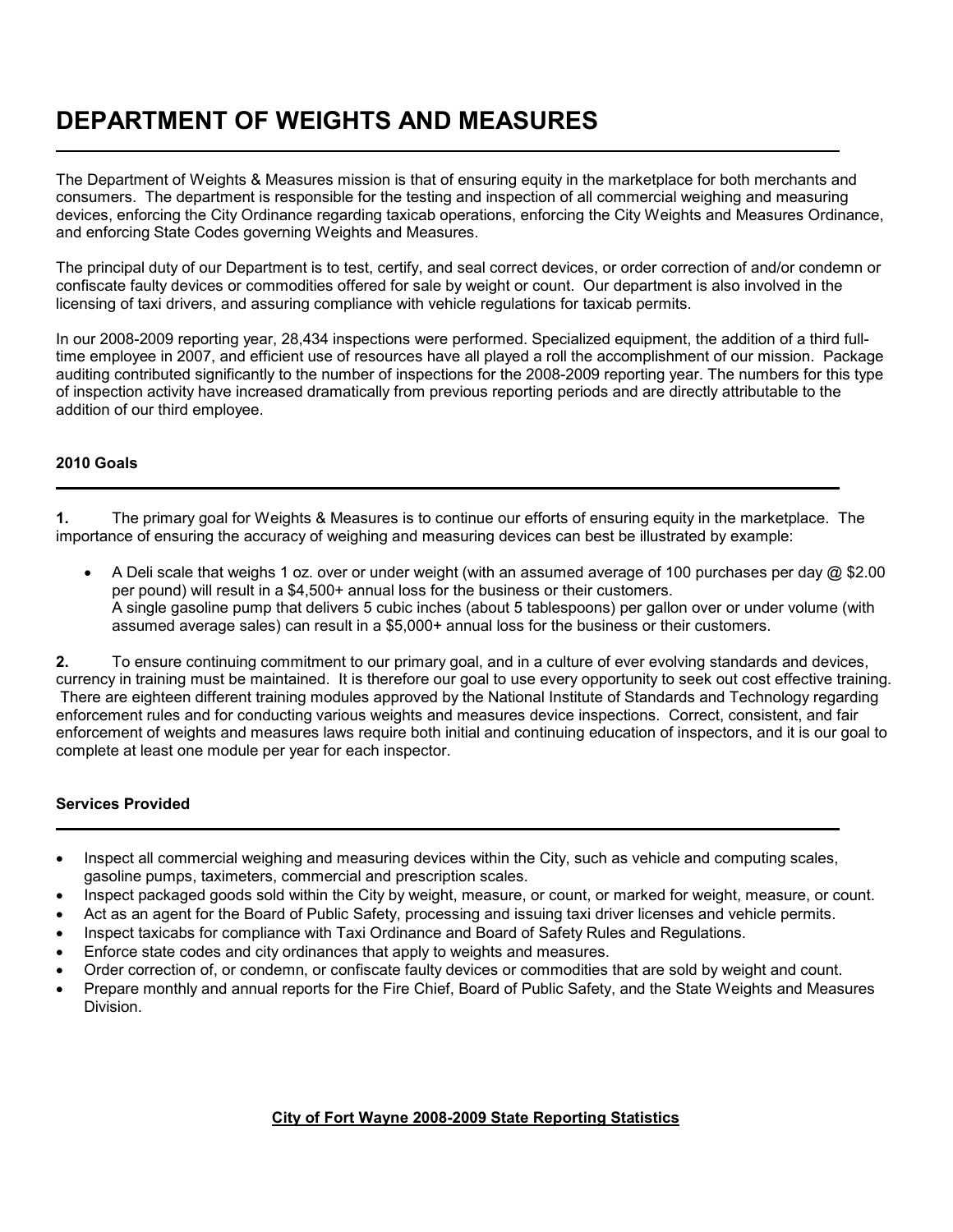# DEPARTMENT OF WEIGHTS AND MEASURES

The Department of Weights & Measures mission is that of ensuring equity in the marketplace for both merchants and consumers. The department is responsible for the testing and inspection of all commercial weighing and measuring devices, enforcing the City Ordinance regarding taxicab operations, enforcing the City Weights and Measures Ordinance, and enforcing State Codes governing Weights and Measures.

The principal duty of our Department is to test, certify, and seal correct devices, or order correction of and/or condemn or confiscate faulty devices or commodities offered for sale by weight or count. Our department is also involved in the licensing of taxi drivers, and assuring compliance with vehicle regulations for taxicab permits.

In our 2008-2009 reporting year, 28,434 inspections were performed. Specialized equipment, the addition of a third full-time employee in 2007, and efficient use of resources have all played a roll the accomplishment of our mission. Package auditing contributed significantly to the number of inspections for the 2008-2009 reporting year. The numbers for this type of inspection activity have increased dramatically from previous reporting periods and are directly attributable to the addition of our third employee.

## 2010 Goals

**1.** The primary goal for Weights & Measures is to continue our efforts of ensuring equity in the marketplace. The importance of ensuring the accuracy of weighing and measuring devices can best be illustrated by example:

- A Deli scale that weighs 1 oz. over or under weight (with an assumed average of 100 purchases per day @ $2.00 per pound) will result in a $4,500+ annual loss for the business or their customers.
  A single gasoline pump that delivers 5 cubic inches (about 5 tablespoons) per gallon over or under volume (with assumed average sales) can result in a $5,000+ annual loss for the business or their customers.

**2.** To ensure continuing commitment to our primary goal, and in a culture of ever evolving standards and devices, currency in training must be maintained. It is therefore our goal to use every opportunity to seek out cost effective training. There are eighteen different training modules approved by the National Institute of Standards and Technology regarding enforcement rules and for conducting various weights and measures device inspections. Correct, consistent, and fair enforcement of weights and measures laws require both initial and continuing education of inspectors, and it is our goal to complete at least one module per year for each inspector.

## Services Provided

- Inspect all commercial weighing and measuring devices within the City, such as vehicle and computing scales, gasoline pumps, taximeters, commercial and prescription scales.
- Inspect packaged goods sold within the City by weight, measure, or count, or marked for weight, measure, or count.
- Act as an agent for the Board of Public Safety, processing and issuing taxi driver licenses and vehicle permits.
- Inspect taxicabs for compliance with Taxi Ordinance and Board of Safety Rules and Regulations.
- Enforce state codes and city ordinances that apply to weights and measures.
- Order correction of, or condemn, or confiscate faulty devices or commodities that are sold by weight and count.
- Prepare monthly and annual reports for the Fire Chief, Board of Public Safety, and the State Weights and Measures Division.

**City of Fort Wayne 2008-2009 State Reporting Statistics**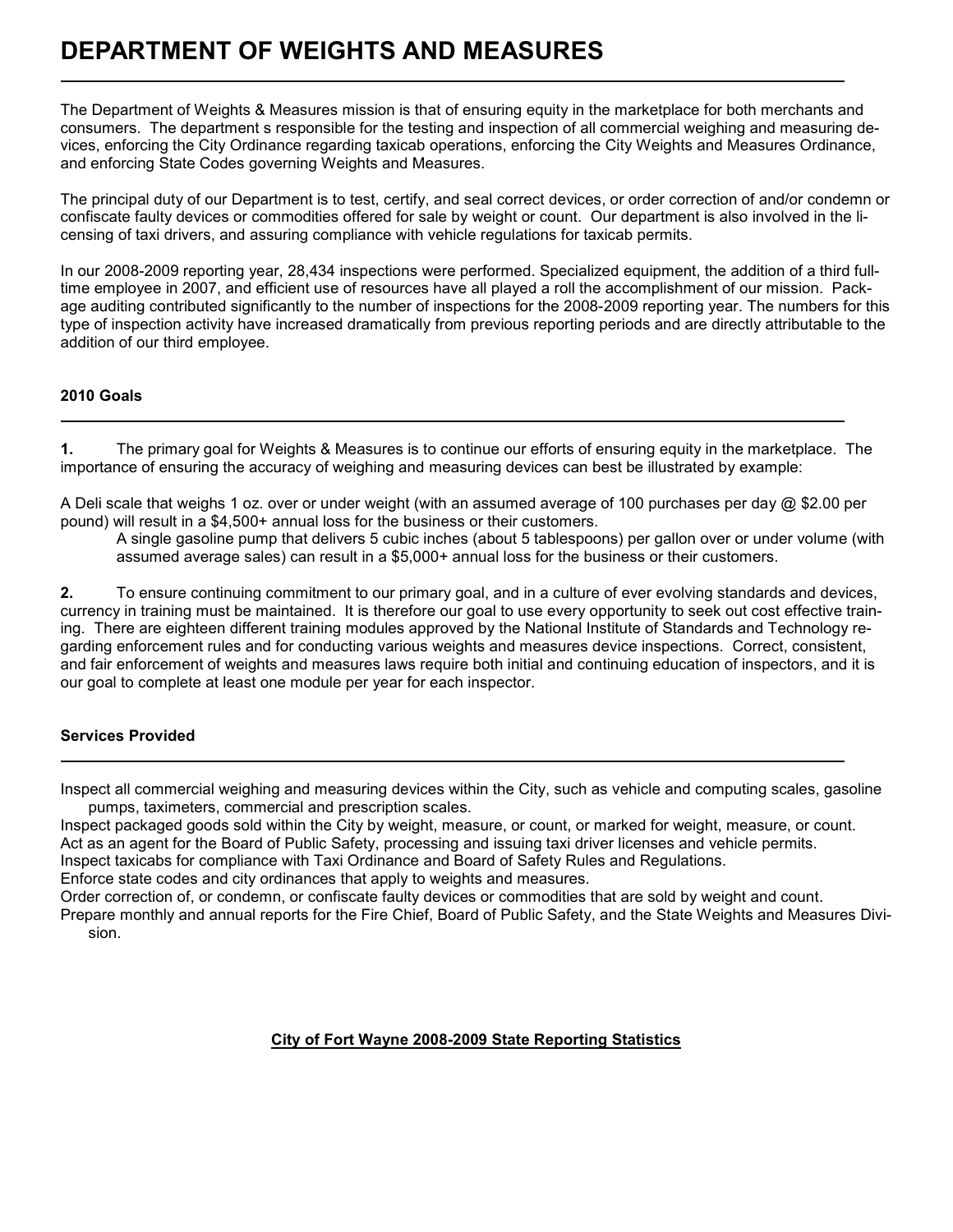# DEPARTMENT OF WEIGHTS AND MEASURES

The Department of Weights & Measures mission is that of ensuring equity in the marketplace for both merchants and consumers. The department s responsible for the testing and inspection of all commercial weighing and measuring devices, enforcing the City Ordinance regarding taxicab operations, enforcing the City Weights and Measures Ordinance, and enforcing State Codes governing Weights and Measures.

The principal duty of our Department is to test, certify, and seal correct devices, or order correction of and/or condemn or confiscate faulty devices or commodities offered for sale by weight or count. Our department is also involved in the licensing of taxi drivers, and assuring compliance with vehicle regulations for taxicab permits.

In our 2008-2009 reporting year, 28,434 inspections were performed. Specialized equipment, the addition of a third full-time employee in 2007, and efficient use of resources have all played a roll the accomplishment of our mission. Package auditing contributed significantly to the number of inspections for the 2008-2009 reporting year. The numbers for this type of inspection activity have increased dramatically from previous reporting periods and are directly attributable to the addition of our third employee.

### 2010 Goals

**1.** The primary goal for Weights & Measures is to continue our efforts of ensuring equity in the marketplace. The importance of ensuring the accuracy of weighing and measuring devices can best be illustrated by example:

A Deli scale that weighs 1 oz. over or under weight (with an assumed average of 100 purchases per day @ $2.00 per pound) will result in a $4,500+ annual loss for the business or their customers.

A single gasoline pump that delivers 5 cubic inches (about 5 tablespoons) per gallon over or under volume (with assumed average sales) can result in a $5,000+ annual loss for the business or their customers.

**2.** To ensure continuing commitment to our primary goal, and in a culture of ever evolving standards and devices, currency in training must be maintained. It is therefore our goal to use every opportunity to seek out cost effective training. There are eighteen different training modules approved by the National Institute of Standards and Technology regarding enforcement rules and for conducting various weights and measures device inspections. Correct, consistent, and fair enforcement of weights and measures laws require both initial and continuing education of inspectors, and it is our goal to complete at least one module per year for each inspector.

### Services Provided

Inspect all commercial weighing and measuring devices within the City, such as vehicle and computing scales, gasoline pumps, taximeters, commercial and prescription scales.

Inspect packaged goods sold within the City by weight, measure, or count, or marked for weight, measure, or count.

Act as an agent for the Board of Public Safety, processing and issuing taxi driver licenses and vehicle permits.

Inspect taxicabs for compliance with Taxi Ordinance and Board of Safety Rules and Regulations.

Enforce state codes and city ordinances that apply to weights and measures.

Order correction of, or condemn, or confiscate faulty devices or commodities that are sold by weight and count.

Prepare monthly and annual reports for the Fire Chief, Board of Public Safety, and the State Weights and Measures Division.

**City of Fort Wayne 2008-2009 State Reporting Statistics**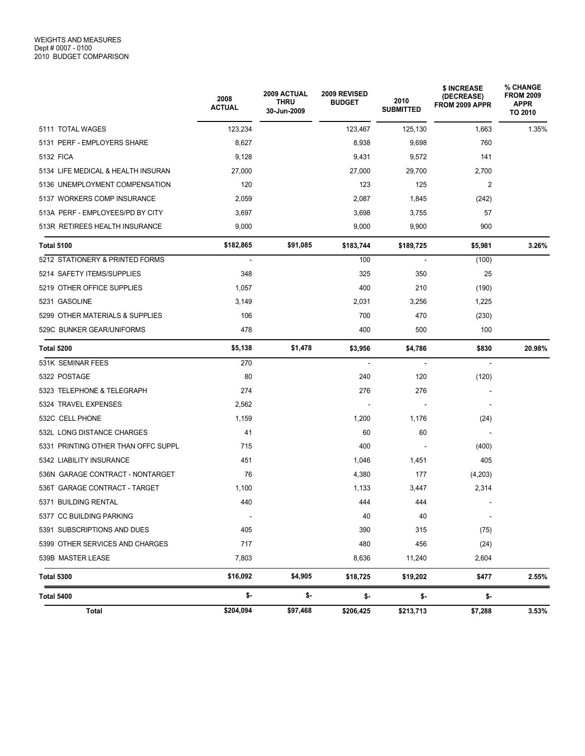WEIGHTS AND MEASURES
Dept # 0007 - 0100
2010 BUDGET COMPARISON

| | 2008 ACTUAL | 2009 ACTUAL THRU 30-Jun-2009 | 2009 REVISED BUDGET | 2010 SUBMITTED | $ INCREASE (DECREASE) FROM 2009 APPR | % CHANGE FROM 2009 APPR TO 2010 |
|---|---|---|---|---|---|---|
| 5111 TOTAL WAGES | 123,234 | | 123,467 | 125,130 | 1,663 | 1.35% |
| 5131 PERF - EMPLOYERS SHARE | 8,627 | | 8,938 | 9,698 | 760 | |
| 5132 FICA | 9,128 | | 9,431 | 9,572 | 141 | |
| 5134 LIFE MEDICAL & HEALTH INSURAN | 27,000 | | 27,000 | 29,700 | 2,700 | |
| 5136 UNEMPLOYMENT COMPENSATION | 120 | | 123 | 125 | 2 | |
| 5137 WORKERS COMP INSURANCE | 2,059 | | 2,087 | 1,845 | (242) | |
| 513A PERF - EMPLOYEES/PD BY CITY | 3,697 | | 3,698 | 3,755 | 57 | |
| 513R RETIREES HEALTH INSURANCE | 9,000 | | 9,000 | 9,900 | 900 | |
| **Total 5100** | **$182,865** | **$91,085** | **$183,744** | **$189,725** | **$5,981** | **3.26%** |
| 5212 STATIONERY & PRINTED FORMS | - | | 100 | - | (100) | |
| 5214 SAFETY ITEMS/SUPPLIES | 348 | | 325 | 350 | 25 | |
| 5219 OTHER OFFICE SUPPLIES | 1,057 | | 400 | 210 | (190) | |
| 5231 GASOLINE | 3,149 | | 2,031 | 3,256 | 1,225 | |
| 5299 OTHER MATERIALS & SUPPLIES | 106 | | 700 | 470 | (230) | |
| 529C BUNKER GEAR/UNIFORMS | 478 | | 400 | 500 | 100 | |
| **Total 5200** | **$5,138** | **$1,478** | **$3,956** | **$4,786** | **$830** | **20.98%** |
| 531K SEMINAR FEES | 270 | | - | - | - | |
| 5322 POSTAGE | 80 | | 240 | 120 | (120) | |
| 5323 TELEPHONE & TELEGRAPH | 274 | | 276 | 276 | - | |
| 5324 TRAVEL EXPENSES | 2,562 | | - | - | - | |
| 532C CELL PHONE | 1,159 | | 1,200 | 1,176 | (24) | |
| 532L LONG DISTANCE CHARGES | 41 | | 60 | 60 | - | |
| 5331 PRINTING OTHER THAN OFFC SUPPL | 715 | | 400 | - | (400) | |
| 5342 LIABILITY INSURANCE | 451 | | 1,046 | 1,451 | 405 | |
| 536N GARAGE CONTRACT - NONTARGET | 76 | | 4,380 | 177 | (4,203) | |
| 536T GARAGE CONTRACT - TARGET | 1,100 | | 1,133 | 3,447 | 2,314 | |
| 5371 BUILDING RENTAL | 440 | | 444 | 444 | - | |
| 5377 CC BUILDING PARKING | - | | 40 | 40 | - | |
| 5391 SUBSCRIPTIONS AND DUES | 405 | | 390 | 315 | (75) | |
| 5399 OTHER SERVICES AND CHARGES | 717 | | 480 | 456 | (24) | |
| 539B MASTER LEASE | 7,803 | | 8,636 | 11,240 | 2,604 | |
| **Total 5300** | **$16,092** | **$4,905** | **$18,725** | **$19,202** | **$477** | **2.55%** |
| **Total 5400** | **$-** | **$-** | **$-** | **$-** | **$-** | |
| **Total** | **$204,094** | **$97,468** | **$206,425** | **$213,713** | **$7,288** | **3.53%** |